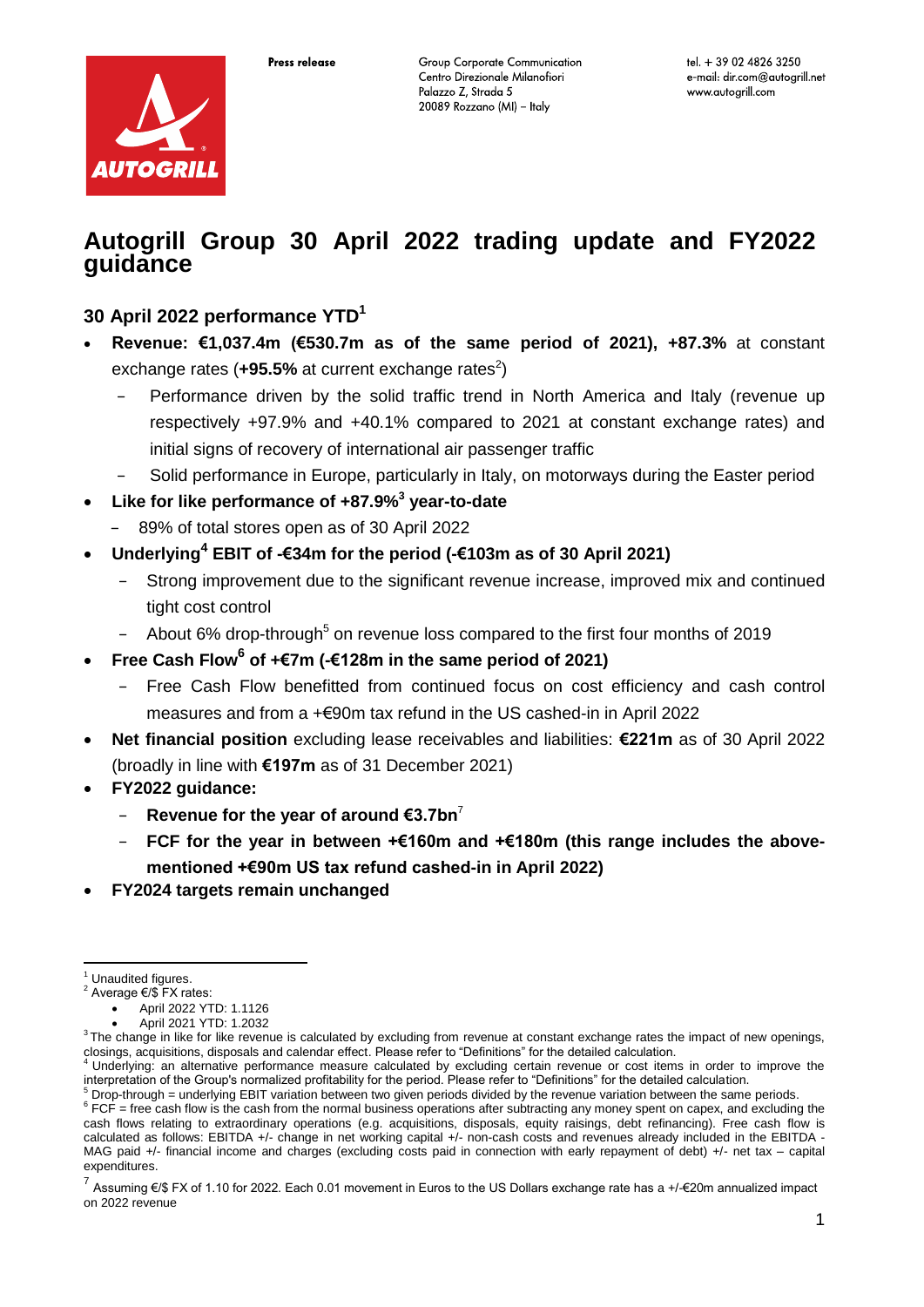Press release

Group Corporate Communication
Centro Direzionale Milanofiori
Palazzo Z, Strada 5
20089 Rozzano (MI) – Italy

tel. + 39 02 4826 3250
e-mail: dir.com@autogrill.net
www.autogrill.com

# Autogrill Group 30 April 2022 trading update and FY2022 guidance

## 30 April 2022 performance YTD[1]

- **Revenue: €1,037.4m (€530.7m as of the same period of 2021), +87.3%** at constant exchange rates (**+95.5%** at current exchange rates[2])
  - Performance driven by the solid traffic trend in North America and Italy (revenue up respectively +97.9% and +40.1% compared to 2021 at constant exchange rates) and initial signs of recovery of international air passenger traffic
  - Solid performance in Europe, particularly in Italy, on motorways during the Easter period
- **Like for like performance of +87.9%[3] year-to-date**
  - 89% of total stores open as of 30 April 2022
- **Underlying[4] EBIT of -€34m for the period (-€103m as of 30 April 2021)**
  - Strong improvement due to the significant revenue increase, improved mix and continued tight cost control
  - About 6% drop-through[5] on revenue loss compared to the first four months of 2019
- **Free Cash Flow[6] of +€7m (-€128m in the same period of 2021)**
  - Free Cash Flow benefitted from continued focus on cost efficiency and cash control measures and from a +€90m tax refund in the US cashed-in in April 2022
- **Net financial position** excluding lease receivables and liabilities: **€221m** as of 30 April 2022 (broadly in line with **€197m** as of 31 December 2021)
- **FY2022 guidance:**
  - **Revenue for the year of around €3.7bn**[7]
  - **FCF for the year in between +€160m and +€180m (this range includes the above-mentioned +€90m US tax refund cashed-in in April 2022)**
- **FY2024 targets remain unchanged**

---

[1] Unaudited figures.

[2] Average €/$ FX rates:
- April 2022 YTD: 1.1126
- April 2021 YTD: 1.2032

[3] The change in like for like revenue is calculated by excluding from revenue at constant exchange rates the impact of new openings, closings, acquisitions, disposals and calendar effect. Please refer to "Definitions" for the detailed calculation.

[4] Underlying: an alternative performance measure calculated by excluding certain revenue or cost items in order to improve the interpretation of the Group's normalized profitability for the period. Please refer to "Definitions" for the detailed calculation.

[5] Drop-through = underlying EBIT variation between two given periods divided by the revenue variation between the same periods.

[6] FCF = free cash flow is the cash from the normal business operations after subtracting any money spent on capex, and excluding the cash flows relating to extraordinary operations (e.g. acquisitions, disposals, equity raisings, debt refinancing). Free cash flow is calculated as follows: EBITDA +/- change in net working capital +/- non-cash costs and revenues already included in the EBITDA - MAG paid +/- financial income and charges (excluding costs paid in connection with early repayment of debt) +/- net tax – capital expenditures.

[7] Assuming €/$ FX of 1.10 for 2022. Each 0.01 movement in Euros to the US Dollars exchange rate has a +/-€20m annualized impact on 2022 revenue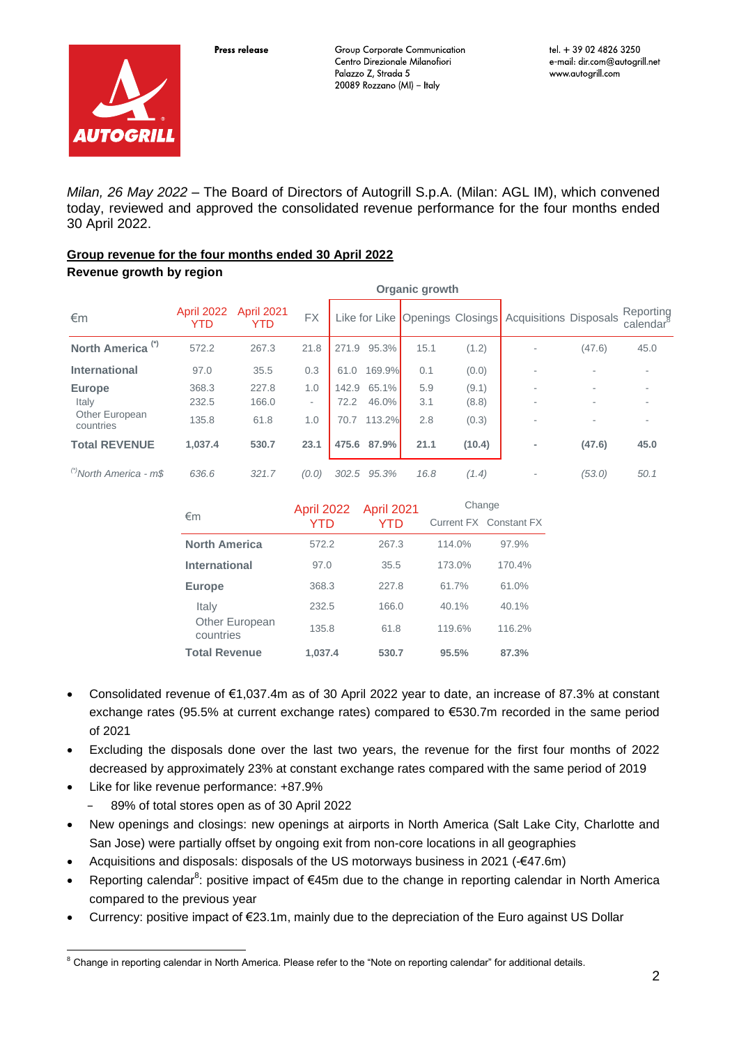Press release

Group Corporate Communication
Centro Direzionale Milanofiori
Palazzo Z, Strada 5
20089 Rozzano (MI) – Italy

tel. + 39 02 4826 3250
e-mail: dir.com@autogrill.net
www.autogrill.com

*Milan, 26 May 2022* – The Board of Directors of Autogrill S.p.A. (Milan: AGL IM), which convened today, reviewed and approved the consolidated revenue performance for the four months ended 30 April 2022.

## Group revenue for the four months ended 30 April 2022

**Revenue growth by region**

| €m | April 2022 YTD | April 2021 YTD | FX | Organic growth | | | | Acquisitions | Disposals | Reporting calendar[8] |
|---|---|---|---|---|---|---|---|---|---|---|
| | | | | Like for Like | | Openings | Closings | | | |
| **North America** [(*)] | 572.2 | 267.3 | 21.8 | 271.9 | 95.3% | 15.1 | (1.2) | - | (47.6) | 45.0 |
| **International** | 97.0 | 35.5 | 0.3 | 61.0 | 169.9% | 0.1 | (0.0) | - | - | - |
| **Europe** | 368.3 | 227.8 | 1.0 | 142.9 | 65.1% | 5.9 | (9.1) | - | - | - |
| Italy | 232.5 | 166.0 | - | 72.2 | 46.0% | 3.1 | (8.8) | - | - | - |
| Other European countries | 135.8 | 61.8 | 1.0 | 70.7 | 113.2% | 2.8 | (0.3) | - | - | - |
| **Total REVENUE** | **1,037.4** | **530.7** | **23.1** | **475.6** | **87.9%** | **21.1** | **(10.4)** | **-** | **(47.6)** | **45.0** |
| *[(*)]North America - m$* | *636.6* | *321.7* | *(0.0)* | *302.5* | *95.3%* | *16.8* | *(1.4)* | *-* | *(53.0)* | *50.1* |

| €m | April 2022 YTD | April 2021 YTD | Change | |
|---|---|---|---|---|
| | | | Current FX | Constant FX |
| **North America** | 572.2 | 267.3 | 114.0% | 97.9% |
| **International** | 97.0 | 35.5 | 173.0% | 170.4% |
| **Europe** | 368.3 | 227.8 | 61.7% | 61.0% |
| Italy | 232.5 | 166.0 | 40.1% | 40.1% |
| Other European countries | 135.8 | 61.8 | 119.6% | 116.2% |
| **Total Revenue** | **1,037.4** | **530.7** | **95.5%** | **87.3%** |

- Consolidated revenue of €1,037.4m as of 30 April 2022 year to date, an increase of 87.3% at constant exchange rates (95.5% at current exchange rates) compared to €530.7m recorded in the same period of 2021
- Excluding the disposals done over the last two years, the revenue for the first four months of 2022 decreased by approximately 23% at constant exchange rates compared with the same period of 2019
- Like for like revenue performance: +87.9%
  - 89% of total stores open as of 30 April 2022
- New openings and closings: new openings at airports in North America (Salt Lake City, Charlotte and San Jose) were partially offset by ongoing exit from non-core locations in all geographies
- Acquisitions and disposals: disposals of the US motorways business in 2021 (-€47.6m)
- Reporting calendar[8]: positive impact of €45m due to the change in reporting calendar in North America compared to the previous year
- Currency: positive impact of €23.1m, mainly due to the depreciation of the Euro against US Dollar

[8] Change in reporting calendar in North America. Please refer to the "Note on reporting calendar" for additional details.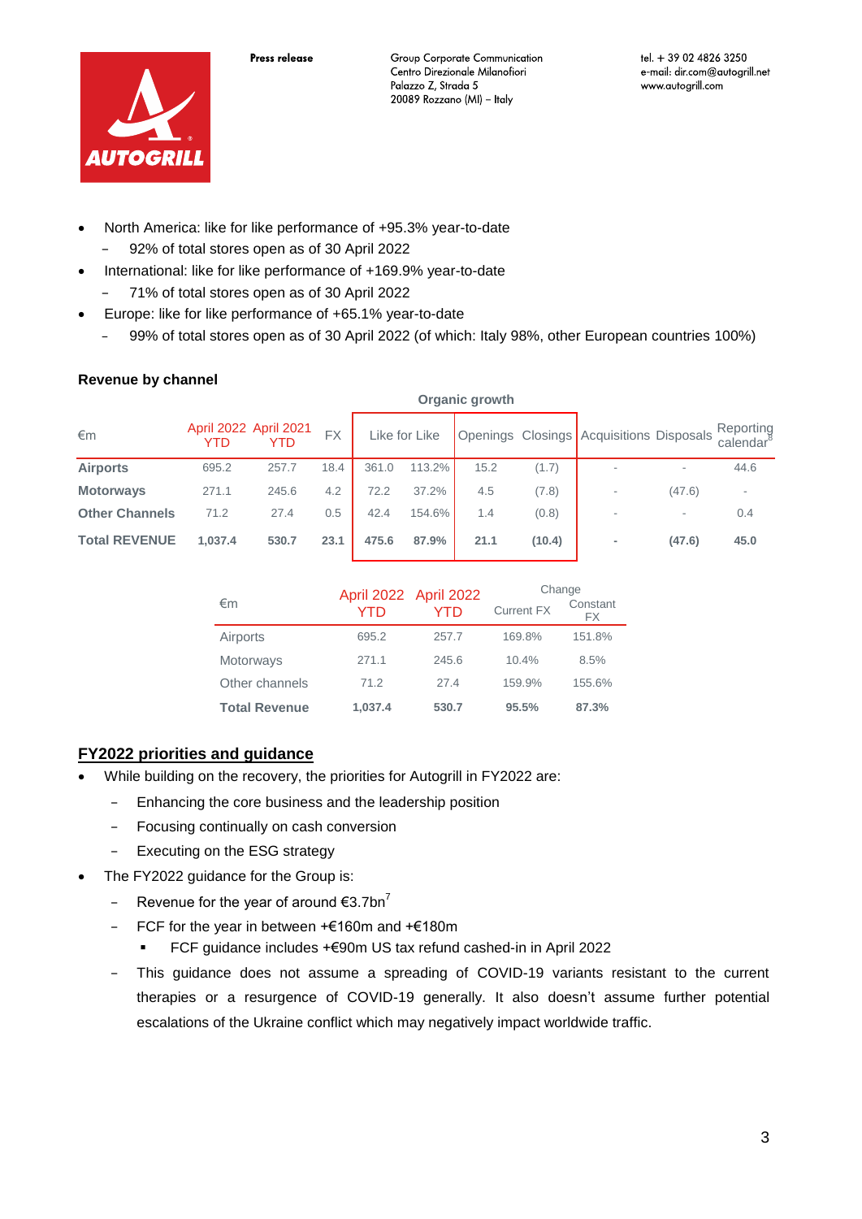- North America: like for like performance of +95.3% year-to-date
  - 92% of total stores open as of 30 April 2022
- International: like for like performance of +169.9% year-to-date
  - 71% of total stores open as of 30 April 2022
- Europe: like for like performance of +65.1% year-to-date
  - 99% of total stores open as of 30 April 2022 (of which: Italy 98%, other European countries 100%)

**Revenue by channel**

| €m | April 2022 YTD | April 2021 YTD | FX | Organic growth: Like for Like | | Openings | Closings | Acquisitions | Disposals | Reporting calendar[8] |
|---|---|---|---|---|---|---|---|---|---|---|
| **Airports** | 695.2 | 257.7 | 18.4 | 361.0 | 113.2% | 15.2 | (1.7) | - | - | 44.6 |
| **Motorways** | 271.1 | 245.6 | 4.2 | 72.2 | 37.2% | 4.5 | (7.8) | - | (47.6) | - |
| **Other Channels** | 71.2 | 27.4 | 0.5 | 42.4 | 154.6% | 1.4 | (0.8) | - | - | 0.4 |
| **Total REVENUE** | **1,037.4** | **530.7** | **23.1** | **475.6** | **87.9%** | **21.1** | **(10.4)** | **-** | **(47.6)** | **45.0** |

| €m | April 2022 YTD | April 2022 YTD | Change: Current FX | Change: Constant FX |
|---|---|---|---|---|
| Airports | 695.2 | 257.7 | 169.8% | 151.8% |
| Motorways | 271.1 | 245.6 | 10.4% | 8.5% |
| Other channels | 71.2 | 27.4 | 159.9% | 155.6% |
| **Total Revenue** | **1,037.4** | **530.7** | **95.5%** | **87.3%** |

## FY2022 priorities and guidance

- While building on the recovery, the priorities for Autogrill in FY2022 are:
  - Enhancing the core business and the leadership position
  - Focusing continually on cash conversion
  - Executing on the ESG strategy
- The FY2022 guidance for the Group is:
  - Revenue for the year of around €3.7bn[7]
  - FCF for the year in between +€160m and +€180m
    - FCF guidance includes +€90m US tax refund cashed-in in April 2022
  - This guidance does not assume a spreading of COVID-19 variants resistant to the current therapies or a resurgence of COVID-19 generally. It also doesn't assume further potential escalations of the Ukraine conflict which may negatively impact worldwide traffic.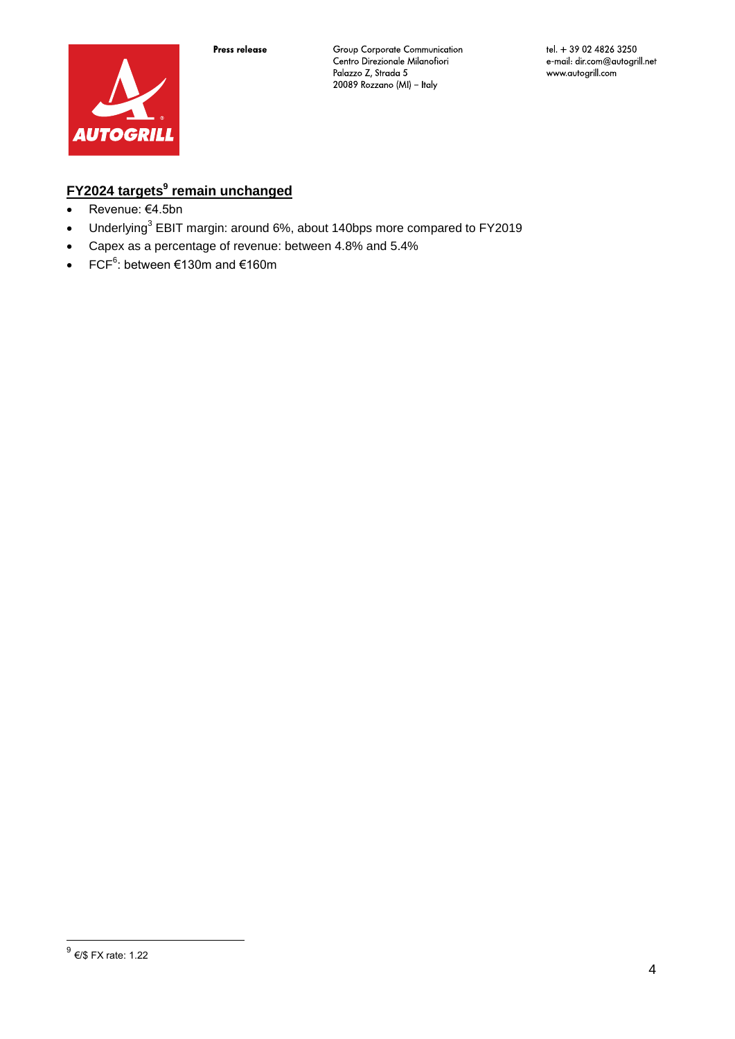## FY2024 targets[9] remain unchanged

- Revenue: €4.5bn
- Underlying[3] EBIT margin: around 6%, about 140bps more compared to FY2019
- Capex as a percentage of revenue: between 4.8% and 5.4%
- FCF[6]: between €130m and €160m

[9] €/$ FX rate: 1.22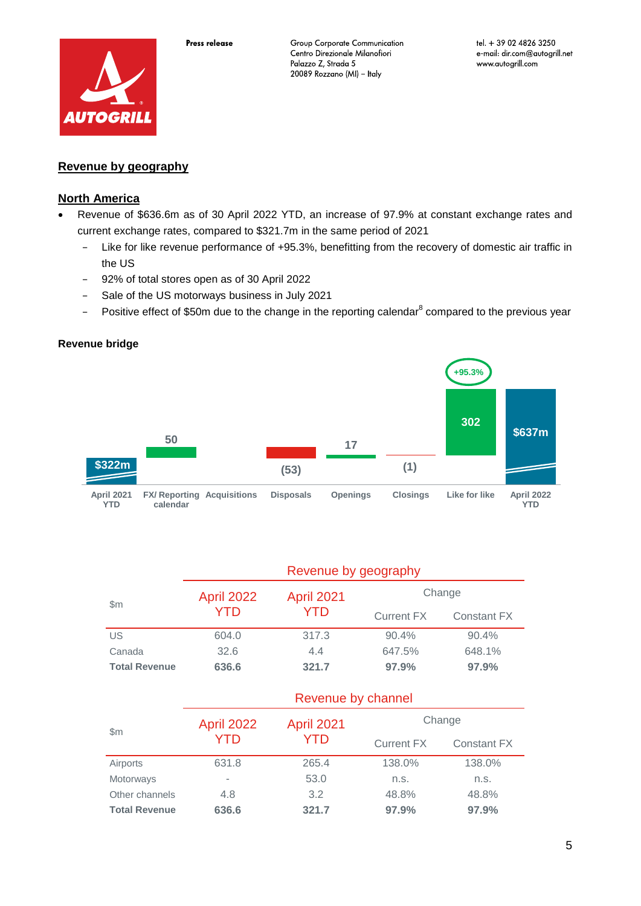## Revenue by geography

### North America

- Revenue of \$636.6m as of 30 April 2022 YTD, an increase of 97.9% at constant exchange rates and current exchange rates, compared to \$321.7m in the same period of 2021
  - Like for like revenue performance of +95.3%, benefitting from the recovery of domestic air traffic in the US
  - 92% of total stores open as of 30 April 2022
  - Sale of the US motorways business in July 2021
  - Positive effect of \$50m due to the change in the reporting calendar[8] compared to the previous year

**Revenue bridge**

| April 2021 YTD | FX/ Reporting calendar | Acquisitions | Disposals | Openings | Closings | Like for like | April 2022 YTD |
|---|---|---|---|---|---|---|---|
| \$322m | 50 | | (53) | 17 | (1) | 302 (+95.3%) | \$637m |

| \$m | April 2022 YTD | April 2021 YTD | Change Current FX | Change Constant FX |
|---|---|---|---|---|
| **Revenue by geography** | | | | |
| US | 604.0 | 317.3 | 90.4% | 90.4% |
| Canada | 32.6 | 4.4 | 647.5% | 648.1% |
| **Total Revenue** | **636.6** | **321.7** | **97.9%** | **97.9%** |

| \$m | April 2022 YTD | April 2021 YTD | Change Current FX | Change Constant FX |
|---|---|---|---|---|
| **Revenue by channel** | | | | |
| Airports | 631.8 | 265.4 | 138.0% | 138.0% |
| Motorways | - | 53.0 | n.s. | n.s. |
| Other channels | 4.8 | 3.2 | 48.8% | 48.8% |
| **Total Revenue** | **636.6** | **321.7** | **97.9%** | **97.9%** |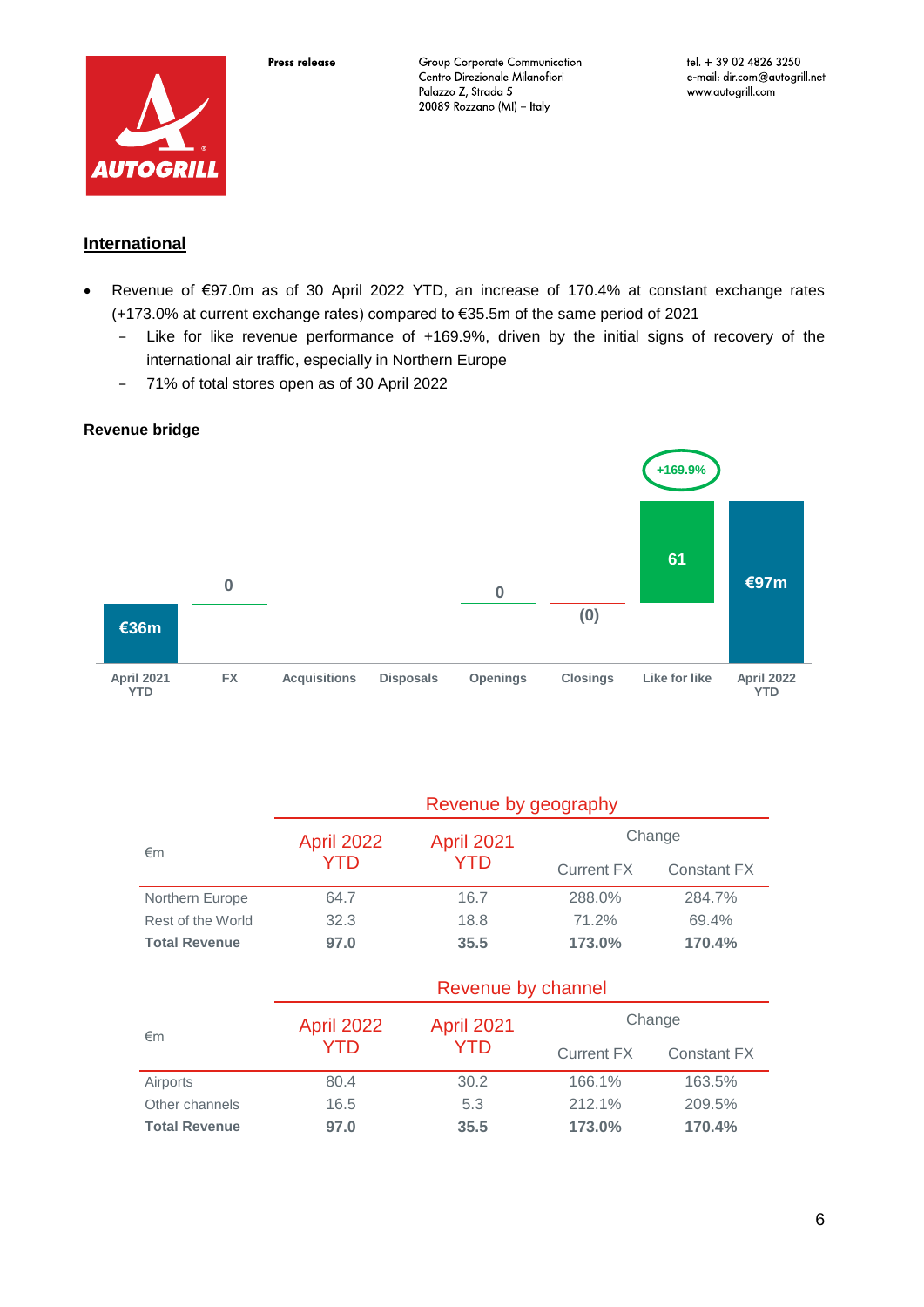## International

- Revenue of €97.0m as of 30 April 2022 YTD, an increase of 170.4% at constant exchange rates (+173.0% at current exchange rates) compared to €35.5m of the same period of 2021
  - Like for like revenue performance of +169.9%, driven by the initial signs of recovery of the international air traffic, especially in Northern Europe
  - 71% of total stores open as of 30 April 2022

**Revenue bridge**

| April 2021 YTD | FX | Acquisitions | Disposals | Openings | Closings | Like for like | April 2022 YTD |
|---|---|---|---|---|---|---|---|
| €36m | 0 | | | 0 | (0) | 61 (+169.9%) | €97m |

**Revenue by geography**

| €m | April 2022 YTD | April 2021 YTD | Change | |
|---|---|---|---|---|
| | | | Current FX | Constant FX |
| Northern Europe | 64.7 | 16.7 | 288.0% | 284.7% |
| Rest of the World | 32.3 | 18.8 | 71.2% | 69.4% |
| **Total Revenue** | **97.0** | **35.5** | **173.0%** | **170.4%** |

**Revenue by channel**

| €m | April 2022 YTD | April 2021 YTD | Change | |
|---|---|---|---|---|
| | | | Current FX | Constant FX |
| Airports | 80.4 | 30.2 | 166.1% | 163.5% |
| Other channels | 16.5 | 5.3 | 212.1% | 209.5% |
| **Total Revenue** | **97.0** | **35.5** | **173.0%** | **170.4%** |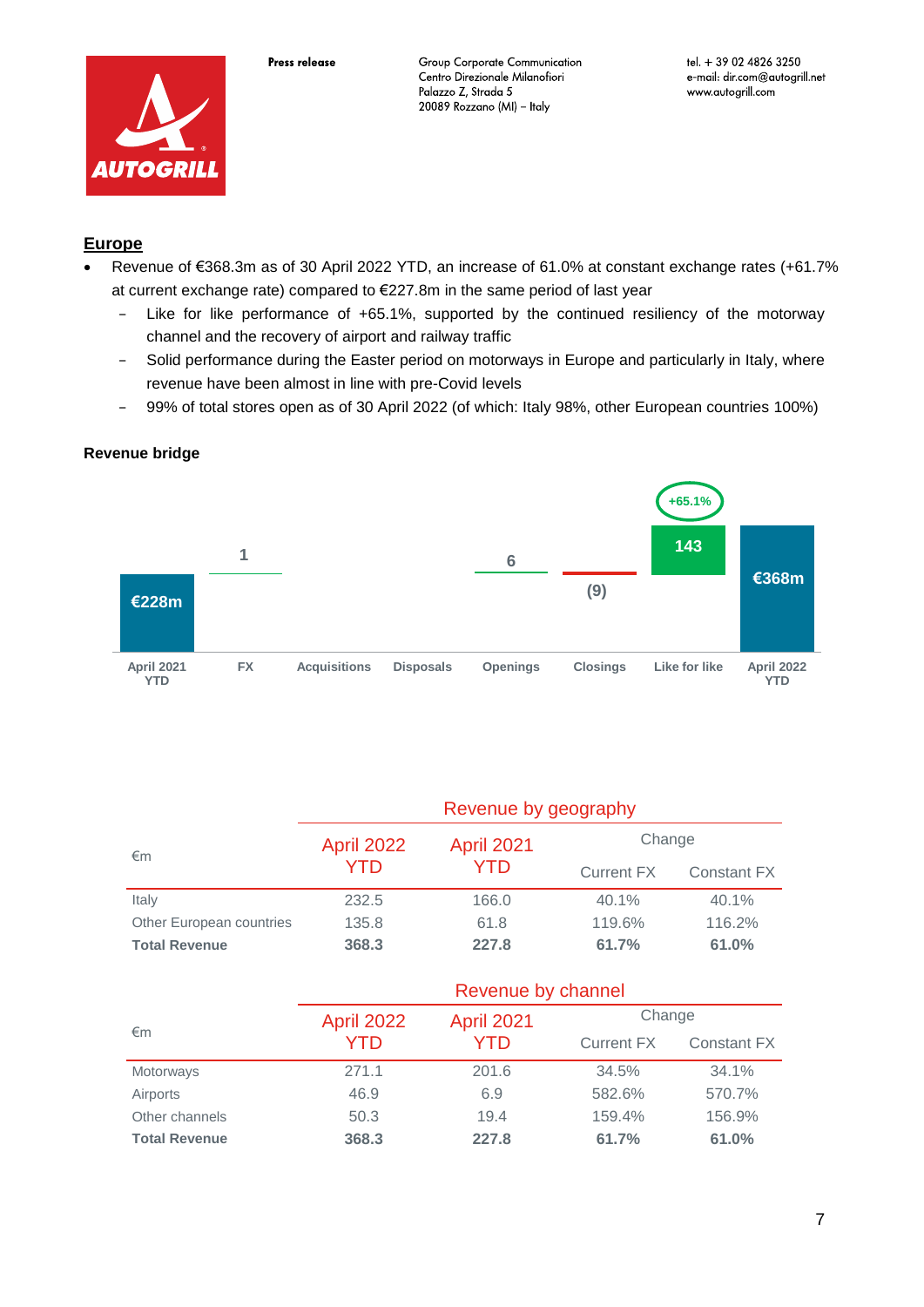## Europe

- Revenue of €368.3m as of 30 April 2022 YTD, an increase of 61.0% at constant exchange rates (+61.7% at current exchange rate) compared to €227.8m in the same period of last year
  - Like for like performance of +65.1%, supported by the continued resiliency of the motorway channel and the recovery of airport and railway traffic
  - Solid performance during the Easter period on motorways in Europe and particularly in Italy, where revenue have been almost in line with pre-Covid levels
  - 99% of total stores open as of 30 April 2022 (of which: Italy 98%, other European countries 100%)

**Revenue bridge**

| April 2021 YTD | FX | Acquisitions | Disposals | Openings | Closings | Like for like | April 2022 YTD |
|---|---|---|---|---|---|---|---|
| €228m | 1 | | | 6 | (9) | 143 (+65.1%) | €368m |

**Revenue by geography**

| €m | April 2022 YTD | April 2021 YTD | Change | |
|---|---|---|---|---|
| | | | Current FX | Constant FX |
| Italy | 232.5 | 166.0 | 40.1% | 40.1% |
| Other European countries | 135.8 | 61.8 | 119.6% | 116.2% |
| **Total Revenue** | **368.3** | **227.8** | **61.7%** | **61.0%** |

**Revenue by channel**

| €m | April 2022 YTD | April 2021 YTD | Change | |
|---|---|---|---|---|
| | | | Current FX | Constant FX |
| Motorways | 271.1 | 201.6 | 34.5% | 34.1% |
| Airports | 46.9 | 6.9 | 582.6% | 570.7% |
| Other channels | 50.3 | 19.4 | 159.4% | 156.9% |
| **Total Revenue** | **368.3** | **227.8** | **61.7%** | **61.0%** |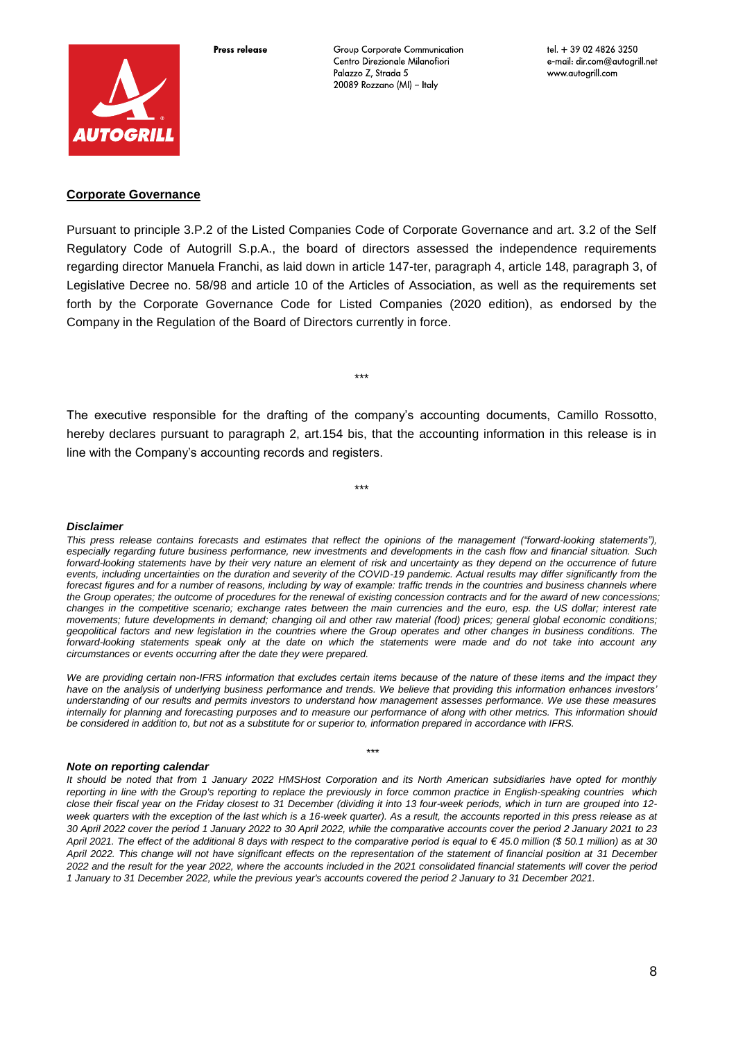**Corporate Governance**

Pursuant to principle 3.P.2 of the Listed Companies Code of Corporate Governance and art. 3.2 of the Self Regulatory Code of Autogrill S.p.A., the board of directors assessed the independence requirements regarding director Manuela Franchi, as laid down in article 147-ter, paragraph 4, article 148, paragraph 3, of Legislative Decree no. 58/98 and article 10 of the Articles of Association, as well as the requirements set forth by the Corporate Governance Code for Listed Companies (2020 edition), as endorsed by the Company in the Regulation of the Board of Directors currently in force.

\*\*\*

The executive responsible for the drafting of the company's accounting documents, Camillo Rossotto, hereby declares pursuant to paragraph 2, art.154 bis, that the accounting information in this release is in line with the Company's accounting records and registers.

\*\*\*

***Disclaimer***

*This press release contains forecasts and estimates that reflect the opinions of the management ("forward-looking statements"), especially regarding future business performance, new investments and developments in the cash flow and financial situation. Such forward-looking statements have by their very nature an element of risk and uncertainty as they depend on the occurrence of future events, including uncertainties on the duration and severity of the COVID-19 pandemic. Actual results may differ significantly from the forecast figures and for a number of reasons, including by way of example: traffic trends in the countries and business channels where the Group operates; the outcome of procedures for the renewal of existing concession contracts and for the award of new concessions; changes in the competitive scenario; exchange rates between the main currencies and the euro, esp. the US dollar; interest rate movements; future developments in demand; changing oil and other raw material (food) prices; general global economic conditions; geopolitical factors and new legislation in the countries where the Group operates and other changes in business conditions. The forward-looking statements speak only at the date on which the statements were made and do not take into account any circumstances or events occurring after the date they were prepared.*

*We are providing certain non-IFRS information that excludes certain items because of the nature of these items and the impact they have on the analysis of underlying business performance and trends. We believe that providing this information enhances investors' understanding of our results and permits investors to understand how management assesses performance. We use these measures internally for planning and forecasting purposes and to measure our performance of along with other metrics. This information should be considered in addition to, but not as a substitute for or superior to, information prepared in accordance with IFRS.*

\*\*\*

***Note on reporting calendar***

*It should be noted that from 1 January 2022 HMSHost Corporation and its North American subsidiaries have opted for monthly reporting in line with the Group's reporting to replace the previously in force common practice in English-speaking countries which close their fiscal year on the Friday closest to 31 December (dividing it into 13 four-week periods, which in turn are grouped into 12-week quarters with the exception of the last which is a 16-week quarter). As a result, the accounts reported in this press release as at 30 April 2022 cover the period 1 January 2022 to 30 April 2022, while the comparative accounts cover the period 2 January 2021 to 23 April 2021. The effect of the additional 8 days with respect to the comparative period is equal to € 45.0 million ($ 50.1 million) as at 30 April 2022. This change will not have significant effects on the representation of the statement of financial position at 31 December 2022 and the result for the year 2022, where the accounts included in the 2021 consolidated financial statements will cover the period 1 January to 31 December 2022, while the previous year's accounts covered the period 2 January to 31 December 2021.*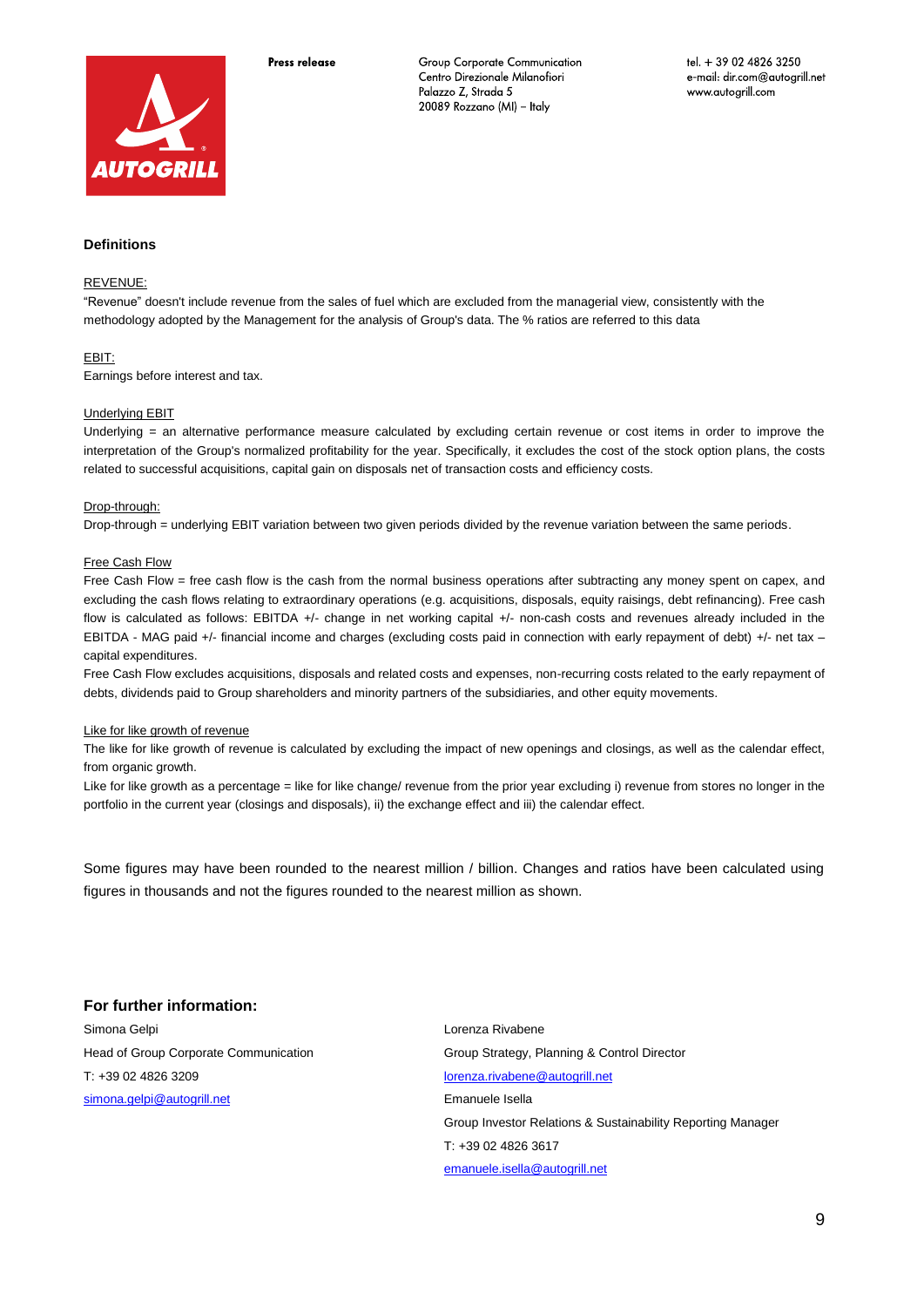Press release

Group Corporate Communication
Centro Direzionale Milanofiori
Palazzo Z, Strada 5
20089 Rozzano (MI) – Italy

tel. + 39 02 4826 3250
e-mail: dir.com@autogrill.net
www.autogrill.com

## Definitions

REVENUE:
"Revenue" doesn't include revenue from the sales of fuel which are excluded from the managerial view, consistently with the methodology adopted by the Management for the analysis of Group's data. The % ratios are referred to this data

EBIT:
Earnings before interest and tax.

Underlying EBIT
Underlying = an alternative performance measure calculated by excluding certain revenue or cost items in order to improve the interpretation of the Group's normalized profitability for the year. Specifically, it excludes the cost of the stock option plans, the costs related to successful acquisitions, capital gain on disposals net of transaction costs and efficiency costs.

Drop-through:
Drop-through = underlying EBIT variation between two given periods divided by the revenue variation between the same periods.

Free Cash Flow
Free Cash Flow = free cash flow is the cash from the normal business operations after subtracting any money spent on capex, and excluding the cash flows relating to extraordinary operations (e.g. acquisitions, disposals, equity raisings, debt refinancing). Free cash flow is calculated as follows: EBITDA +/- change in net working capital +/- non-cash costs and revenues already included in the EBITDA - MAG paid +/- financial income and charges (excluding costs paid in connection with early repayment of debt) +/- net tax – capital expenditures.
Free Cash Flow excludes acquisitions, disposals and related costs and expenses, non-recurring costs related to the early repayment of debts, dividends paid to Group shareholders and minority partners of the subsidiaries, and other equity movements.

Like for like growth of revenue
The like for like growth of revenue is calculated by excluding the impact of new openings and closings, as well as the calendar effect, from organic growth.
Like for like growth as a percentage = like for like change/ revenue from the prior year excluding i) revenue from stores no longer in the portfolio in the current year (closings and disposals), ii) the exchange effect and iii) the calendar effect.

Some figures may have been rounded to the nearest million / billion. Changes and ratios have been calculated using figures in thousands and not the figures rounded to the nearest million as shown.

### For further information:

Simona Gelpi
Head of Group Corporate Communication
T: +39 02 4826 3209
simona.gelpi@autogrill.net

Lorenza Rivabene
Group Strategy, Planning & Control Director
lorenza.rivabene@autogrill.net
Emanuele Isella
Group Investor Relations & Sustainability Reporting Manager
T: +39 02 4826 3617
emanuele.isella@autogrill.net